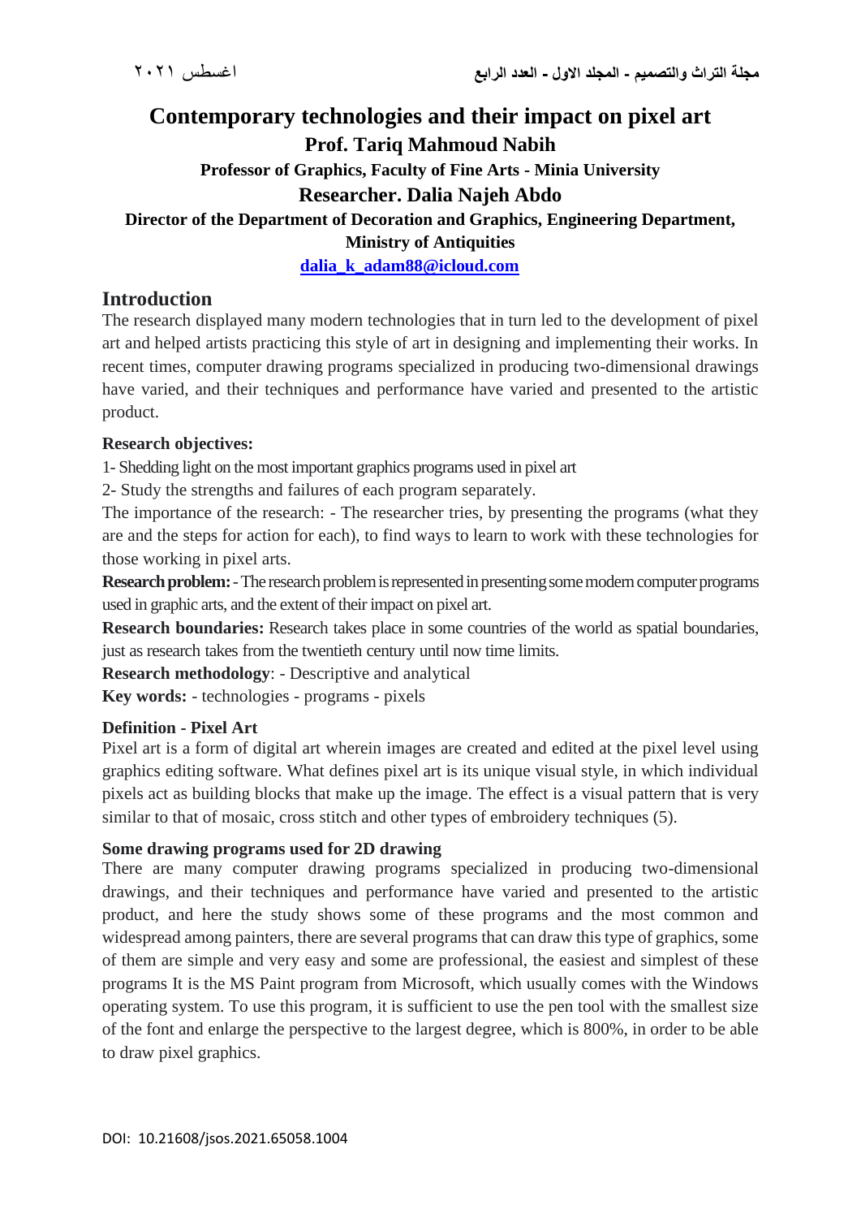# Contemporary technologies and their impact on pixel art

**Prof. Tariq Mahmoud Nabih**

**Professor of Graphics, Faculty of Fine Arts - Minia University**

**Researcher. Dalia Najeh Abdo**

**Director of the Department of Decoration and Graphics, Engineering Department, Ministry of Antiquities**

**dalia_k_adam88@icloud.com**

## Introduction

The research displayed many modern technologies that in turn led to the development of pixel art and helped artists practicing this style of art in designing and implementing their works. In recent times, computer drawing programs specialized in producing two-dimensional drawings have varied, and their techniques and performance have varied and presented to the artistic product.

**Research objectives:**

1- Shedding light on the most important graphics programs used in pixel art

2- Study the strengths and failures of each program separately.

The importance of the research: - The researcher tries, by presenting the programs (what they are and the steps for action for each), to find ways to learn to work with these technologies for those working in pixel arts.

**Research problem:** - The research problem is represented in presenting some modern computer programs used in graphic arts, and the extent of their impact on pixel art.

**Research boundaries:** Research takes place in some countries of the world as spatial boundaries, just as research takes from the twentieth century until now time limits.

**Research methodology**: - Descriptive and analytical

**Key words:** - technologies - programs - pixels

**Definition - Pixel Art**

Pixel art is a form of digital art wherein images are created and edited at the pixel level using graphics editing software. What defines pixel art is its unique visual style, in which individual pixels act as building blocks that make up the image. The effect is a visual pattern that is very similar to that of mosaic, cross stitch and other types of embroidery techniques (5).

**Some drawing programs used for 2D drawing**

There are many computer drawing programs specialized in producing two-dimensional drawings, and their techniques and performance have varied and presented to the artistic product, and here the study shows some of these programs and the most common and widespread among painters, there are several programs that can draw this type of graphics, some of them are simple and very easy and some are professional, the easiest and simplest of these programs It is the MS Paint program from Microsoft, which usually comes with the Windows operating system. To use this program, it is sufficient to use the pen tool with the smallest size of the font and enlarge the perspective to the largest degree, which is 800%, in order to be able to draw pixel graphics.

DOI: 10.21608/jsos.2021.65058.1004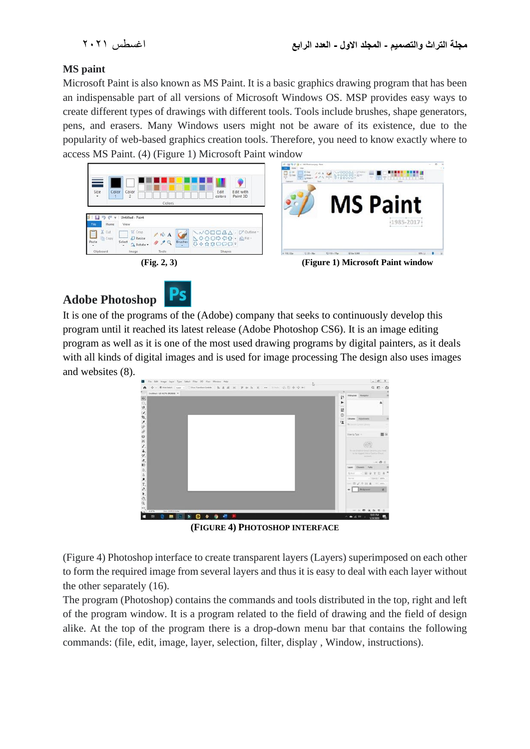**MS paint**

Microsoft Paint is also known as MS Paint. It is a basic graphics drawing program that has been an indispensable part of all versions of Microsoft Windows OS. MSP provides easy ways to create different types of drawings with different tools. Tools include brushes, shape generators, pens, and erasers. Many Windows users might not be aware of its existence, due to the popularity of web-based graphics creation tools. Therefore, you need to know exactly where to access MS Paint. (4) (Figure 1) Microsoft Paint window

(Fig. 2, 3)

(Figure 1) Microsoft Paint window

## Adobe Photoshop

It is one of the programs of the (Adobe) company that seeks to continuously develop this program until it reached its latest release (Adobe Photoshop CS6). It is an image editing program as well as it is one of the most used drawing programs by digital painters, as it deals with all kinds of digital images and is used for image processing The design also uses images and websites (8).

(FIGURE 4) PHOTOSHOP INTERFACE

(Figure 4) Photoshop interface to create transparent layers (Layers) superimposed on each other to form the required image from several layers and thus it is easy to deal with each layer without the other separately (16).

The program (Photoshop) contains the commands and tools distributed in the top, right and left of the program window. It is a program related to the field of drawing and the field of design alike. At the top of the program there is a drop-down menu bar that contains the following commands: (file, edit, image, layer, selection, filter, display , Window, instructions).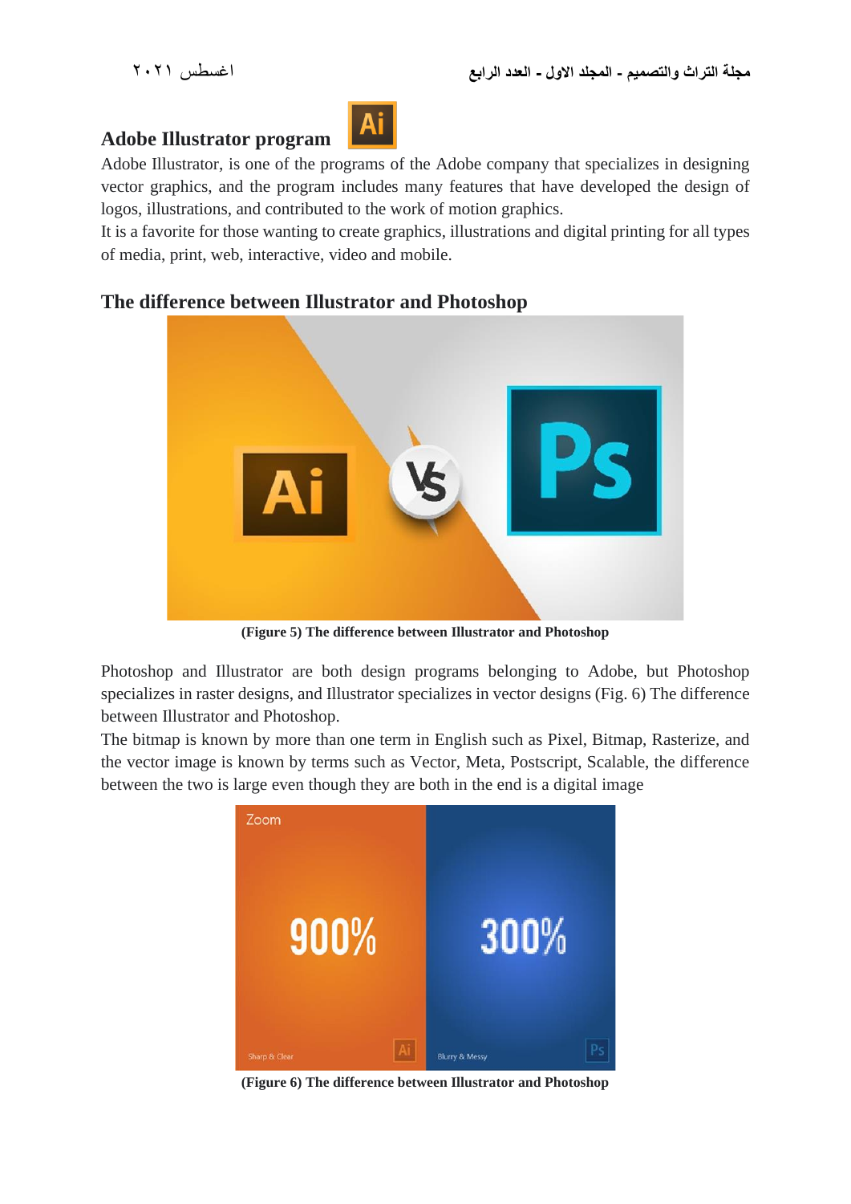## Adobe Illustrator program

Adobe Illustrator, is one of the programs of the Adobe company that specializes in designing vector graphics, and the program includes many features that have developed the design of logos, illustrations, and contributed to the work of motion graphics.

It is a favorite for those wanting to create graphics, illustrations and digital printing for all types of media, print, web, interactive, video and mobile.

## The difference between Illustrator and Photoshop

**(Figure 5) The difference between Illustrator and Photoshop**

Photoshop and Illustrator are both design programs belonging to Adobe, but Photoshop specializes in raster designs, and Illustrator specializes in vector designs (Fig. 6) The difference between Illustrator and Photoshop.

The bitmap is known by more than one term in English such as Pixel, Bitmap, Rasterize, and the vector image is known by terms such as Vector, Meta, Postscript, Scalable, the difference between the two is large even though they are both in the end is a digital image

**(Figure 6) The difference between Illustrator and Photoshop**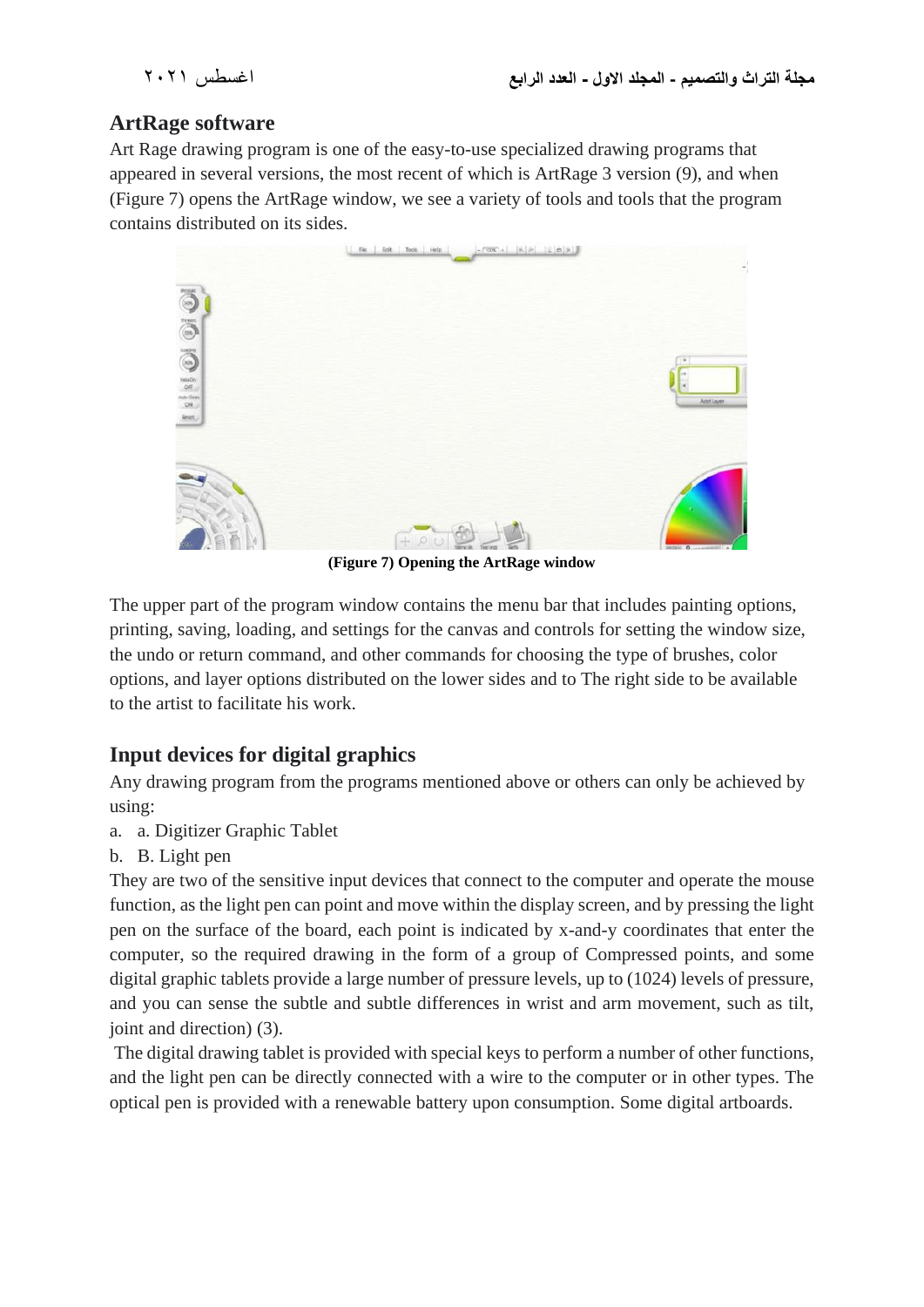## ArtRage software

Art Rage drawing program is one of the easy-to-use specialized drawing programs that appeared in several versions, the most recent of which is ArtRage 3 version (9), and when (Figure 7) opens the ArtRage window, we see a variety of tools and tools that the program contains distributed on its sides.

**(Figure 7) Opening the ArtRage window**

The upper part of the program window contains the menu bar that includes painting options, printing, saving, loading, and settings for the canvas and controls for setting the window size, the undo or return command, and other commands for choosing the type of brushes, color options, and layer options distributed on the lower sides and to The right side to be available to the artist to facilitate his work.

## Input devices for digital graphics

Any drawing program from the programs mentioned above or others can only be achieved by using:

a. a. Digitizer Graphic Tablet

b. B. Light pen

They are two of the sensitive input devices that connect to the computer and operate the mouse function, as the light pen can point and move within the display screen, and by pressing the light pen on the surface of the board, each point is indicated by x-and-y coordinates that enter the computer, so the required drawing in the form of a group of Compressed points, and some digital graphic tablets provide a large number of pressure levels, up to (1024) levels of pressure, and you can sense the subtle and subtle differences in wrist and arm movement, such as tilt, joint and direction) (3).

The digital drawing tablet is provided with special keys to perform a number of other functions, and the light pen can be directly connected with a wire to the computer or in other types. The optical pen is provided with a renewable battery upon consumption. Some digital artboards.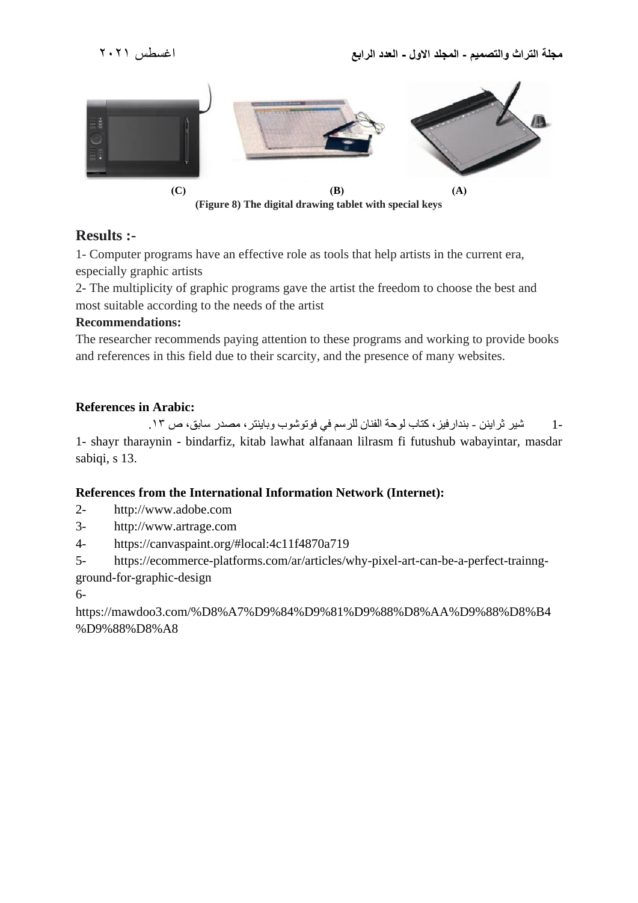(C) (B) (A)

(Figure 8) The digital drawing tablet with special keys

## Results :-

1- Computer programs have an effective role as tools that help artists in the current era, especially graphic artists

2- The multiplicity of graphic programs gave the artist the freedom to choose the best and most suitable according to the needs of the artist

**Recommendations:**

The researcher recommends paying attention to these programs and working to provide books and references in this field due to their scarcity, and the presence of many websites.

**References in Arabic:**

1- شير ثراينن - بندارفيز، كتاب لوحة الفنان للرسم في فوتوشوب وباينتر، مصدر سابق، ص ١٣.

1- shayr tharaynin - bindarfiz, kitab lawhat alfanaan lilrasm fi futushub wabayintar, masdar sabiqi, s 13.

**References from the International Information Network (Internet):**

2- http://www.adobe.com

3- http://www.artrage.com

4- https://canvaspaint.org/#local:4c11f4870a719

5- https://ecommerce-platforms.com/ar/articles/why-pixel-art-can-be-a-perfect-trainng-ground-for-graphic-design

6- https://mawdoo3.com/%D8%A7%D9%84%D9%81%D9%88%D8%AA%D9%88%D8%B4%D9%88%D8%A8